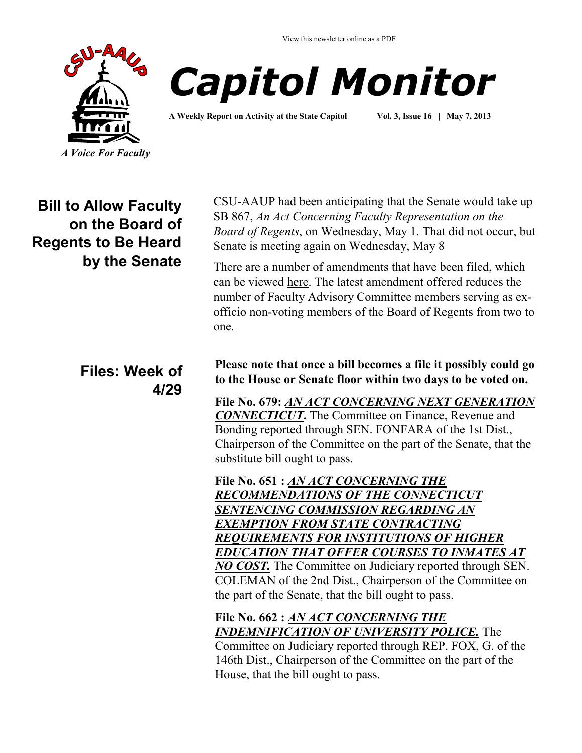View this newsletter online as a PDF

# Capitol Monitor

**A Weekly Report on Activity at the State Capitol** **Vol. 3, Issue 16 | May 7, 2013**

*A Voice For Faculty*

## Bill to Allow Faculty on the Board of Regents to Be Heard by the Senate

CSU-AAUP had been anticipating that the Senate would take up SB 867, *An Act Concerning Faculty Representation on the Board of Regents*, on Wednesday, May 1. That did not occur, but Senate is meeting again on Wednesday, May 8

There are a number of amendments that have been filed, which can be viewed here. The latest amendment offered reduces the number of Faculty Advisory Committee members serving as ex-officio non-voting members of the Board of Regents from two to one.

## Files: Week of 4/29

**Please note that once a bill becomes a file it possibly could go to the House or Senate floor within two days to be voted on.**

**File No. 679:** ***AN ACT CONCERNING NEXT GENERATION CONNECTICUT.*** The Committee on Finance, Revenue and Bonding reported through SEN. FONFARA of the 1st Dist., Chairperson of the Committee on the part of the Senate, that the substitute bill ought to pass.

**File No. 651 :** ***AN ACT CONCERNING THE RECOMMENDATIONS OF THE CONNECTICUT SENTENCING COMMISSION REGARDING AN EXEMPTION FROM STATE CONTRACTING REQUIREMENTS FOR INSTITUTIONS OF HIGHER EDUCATION THAT OFFER COURSES TO INMATES AT NO COST.*** The Committee on Judiciary reported through SEN. COLEMAN of the 2nd Dist., Chairperson of the Committee on the part of the Senate, that the bill ought to pass.

**File No. 662 :** ***AN ACT CONCERNING THE INDEMNIFICATION OF UNIVERSITY POLICE.*** The Committee on Judiciary reported through REP. FOX, G. of the 146th Dist., Chairperson of the Committee on the part of the House, that the bill ought to pass.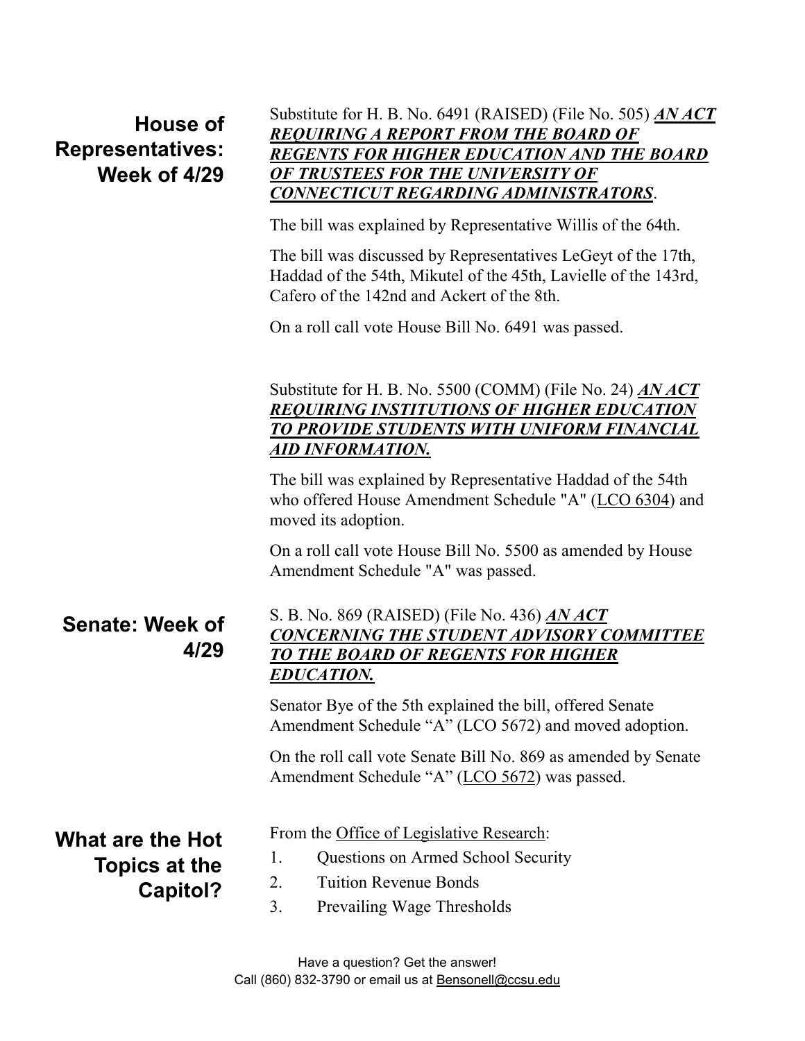## House of Representatives: Week of 4/29

Substitute for H. B. No. 6491 (RAISED) (File No. 505) ***AN ACT REQUIRING A REPORT FROM THE BOARD OF REGENTS FOR HIGHER EDUCATION AND THE BOARD OF TRUSTEES FOR THE UNIVERSITY OF CONNECTICUT REGARDING ADMINISTRATORS***.

The bill was explained by Representative Willis of the 64th.

The bill was discussed by Representatives LeGeyt of the 17th, Haddad of the 54th, Mikutel of the 45th, Lavielle of the 143rd, Cafero of the 142nd and Ackert of the 8th.

On a roll call vote House Bill No. 6491 was passed.

Substitute for H. B. No. 5500 (COMM) (File No. 24) ***AN ACT REQUIRING INSTITUTIONS OF HIGHER EDUCATION TO PROVIDE STUDENTS WITH UNIFORM FINANCIAL AID INFORMATION.***

The bill was explained by Representative Haddad of the 54th who offered House Amendment Schedule "A" (LCO 6304) and moved its adoption.

On a roll call vote House Bill No. 5500 as amended by House Amendment Schedule "A" was passed.

## Senate: Week of 4/29

S. B. No. 869 (RAISED) (File No. 436) ***AN ACT CONCERNING THE STUDENT ADVISORY COMMITTEE TO THE BOARD OF REGENTS FOR HIGHER EDUCATION.***

Senator Bye of the 5th explained the bill, offered Senate Amendment Schedule "A" (LCO 5672) and moved adoption.

On the roll call vote Senate Bill No. 869 as amended by Senate Amendment Schedule "A" (LCO 5672) was passed.

## What are the Hot Topics at the Capitol?

From the Office of Legislative Research:

1. Questions on Armed School Security
2. Tuition Revenue Bonds
3. Prevailing Wage Thresholds

Have a question? Get the answer!
Call (860) 832-3790 or email us at Bensonell@ccsu.edu